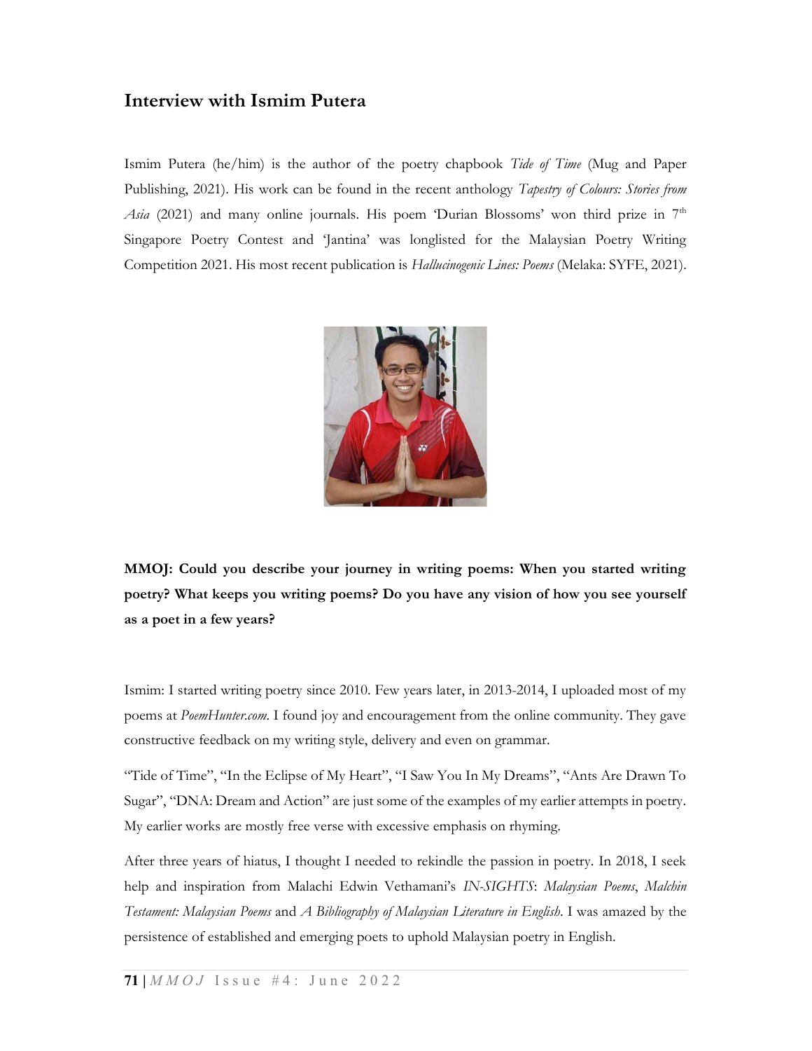## Interview with Ismim Putera

Ismim Putera (he/him) is the author of the poetry chapbook *Tide of Time* (Mug and Paper Publishing, 2021). His work can be found in the recent anthology *Tapestry of Colours: Stories from Asia* (2021) and many online journals. His poem 'Durian Blossoms' won third prize in 7th Singapore Poetry Contest and 'Jantina' was longlisted for the Malaysian Poetry Writing Competition 2021. His most recent publication is *Hallucinogenic Lines: Poems* (Melaka: SYFE, 2021).

**MMOJ: Could you describe your journey in writing poems: When you started writing poetry? What keeps you writing poems? Do you have any vision of how you see yourself as a poet in a few years?**

Ismim: I started writing poetry since 2010. Few years later, in 2013-2014, I uploaded most of my poems at *PoemHunter.com*. I found joy and encouragement from the online community. They gave constructive feedback on my writing style, delivery and even on grammar.

"Tide of Time", "In the Eclipse of My Heart", "I Saw You In My Dreams", "Ants Are Drawn To Sugar", "DNA: Dream and Action" are just some of the examples of my earlier attempts in poetry. My earlier works are mostly free verse with excessive emphasis on rhyming.

After three years of hiatus, I thought I needed to rekindle the passion in poetry. In 2018, I seek help and inspiration from Malachi Edwin Vethamani's *IN-SIGHTS*: *Malaysian Poems*, *Malchin Testament: Malaysian Poems* and *A Bibliography of Malaysian Literature in English*. I was amazed by the persistence of established and emerging poets to uphold Malaysian poetry in English.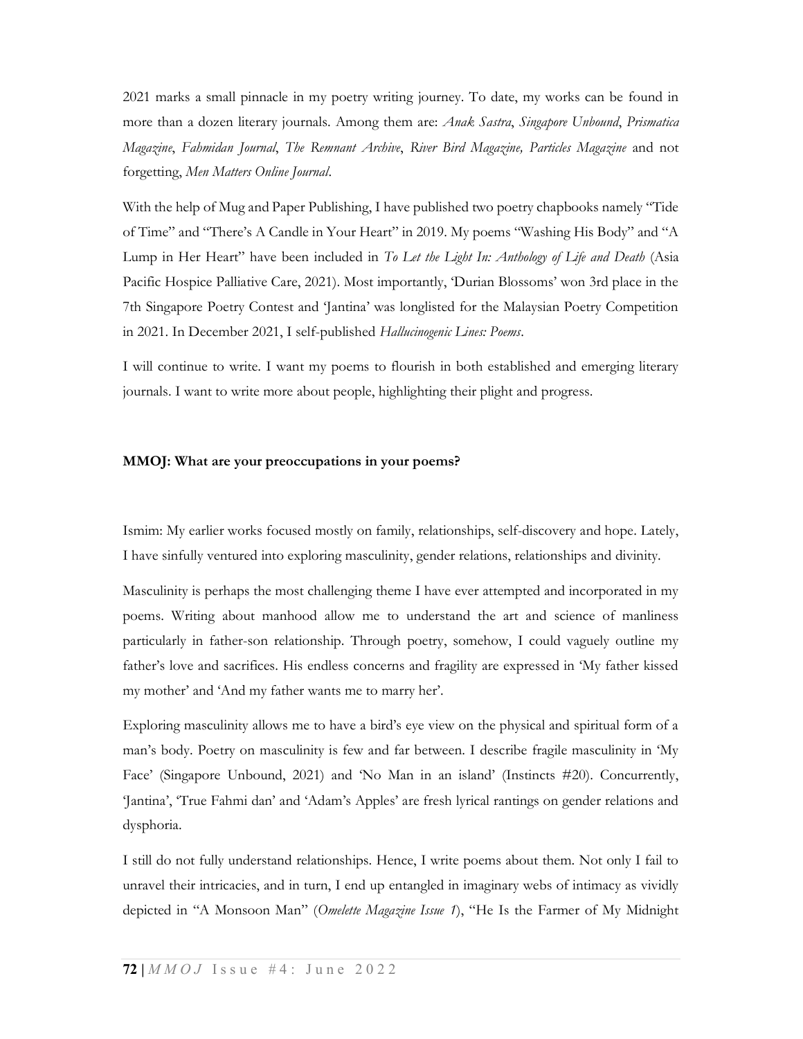2021 marks a small pinnacle in my poetry writing journey. To date, my works can be found in more than a dozen literary journals. Among them are: *Anak Sastra*, *Singapore Unbound*, *Prismatica Magazine*, *Fahmidan Journal*, *The Remnant Archive*, *River Bird Magazine, Particles Magazine* and not forgetting, *Men Matters Online Journal*.

With the help of Mug and Paper Publishing, I have published two poetry chapbooks namely "Tide of Time" and "There's A Candle in Your Heart" in 2019. My poems "Washing His Body" and "A Lump in Her Heart" have been included in *To Let the Light In: Anthology of Life and Death* (Asia Pacific Hospice Palliative Care, 2021). Most importantly, 'Durian Blossoms' won 3rd place in the 7th Singapore Poetry Contest and 'Jantina' was longlisted for the Malaysian Poetry Competition in 2021. In December 2021, I self-published *Hallucinogenic Lines: Poems*.

I will continue to write. I want my poems to flourish in both established and emerging literary journals. I want to write more about people, highlighting their plight and progress.

**MMOJ: What are your preoccupations in your poems?**

Ismim: My earlier works focused mostly on family, relationships, self-discovery and hope. Lately, I have sinfully ventured into exploring masculinity, gender relations, relationships and divinity.

Masculinity is perhaps the most challenging theme I have ever attempted and incorporated in my poems. Writing about manhood allow me to understand the art and science of manliness particularly in father-son relationship. Through poetry, somehow, I could vaguely outline my father's love and sacrifices. His endless concerns and fragility are expressed in 'My father kissed my mother' and 'And my father wants me to marry her'.

Exploring masculinity allows me to have a bird's eye view on the physical and spiritual form of a man's body. Poetry on masculinity is few and far between. I describe fragile masculinity in 'My Face' (Singapore Unbound, 2021) and 'No Man in an island' (Instincts #20). Concurrently, 'Jantina', 'True Fahmi dan' and 'Adam's Apples' are fresh lyrical rantings on gender relations and dysphoria.

I still do not fully understand relationships. Hence, I write poems about them. Not only I fail to unravel their intricacies, and in turn, I end up entangled in imaginary webs of intimacy as vividly depicted in "A Monsoon Man" (*Omelette Magazine Issue 1*), "He Is the Farmer of My Midnight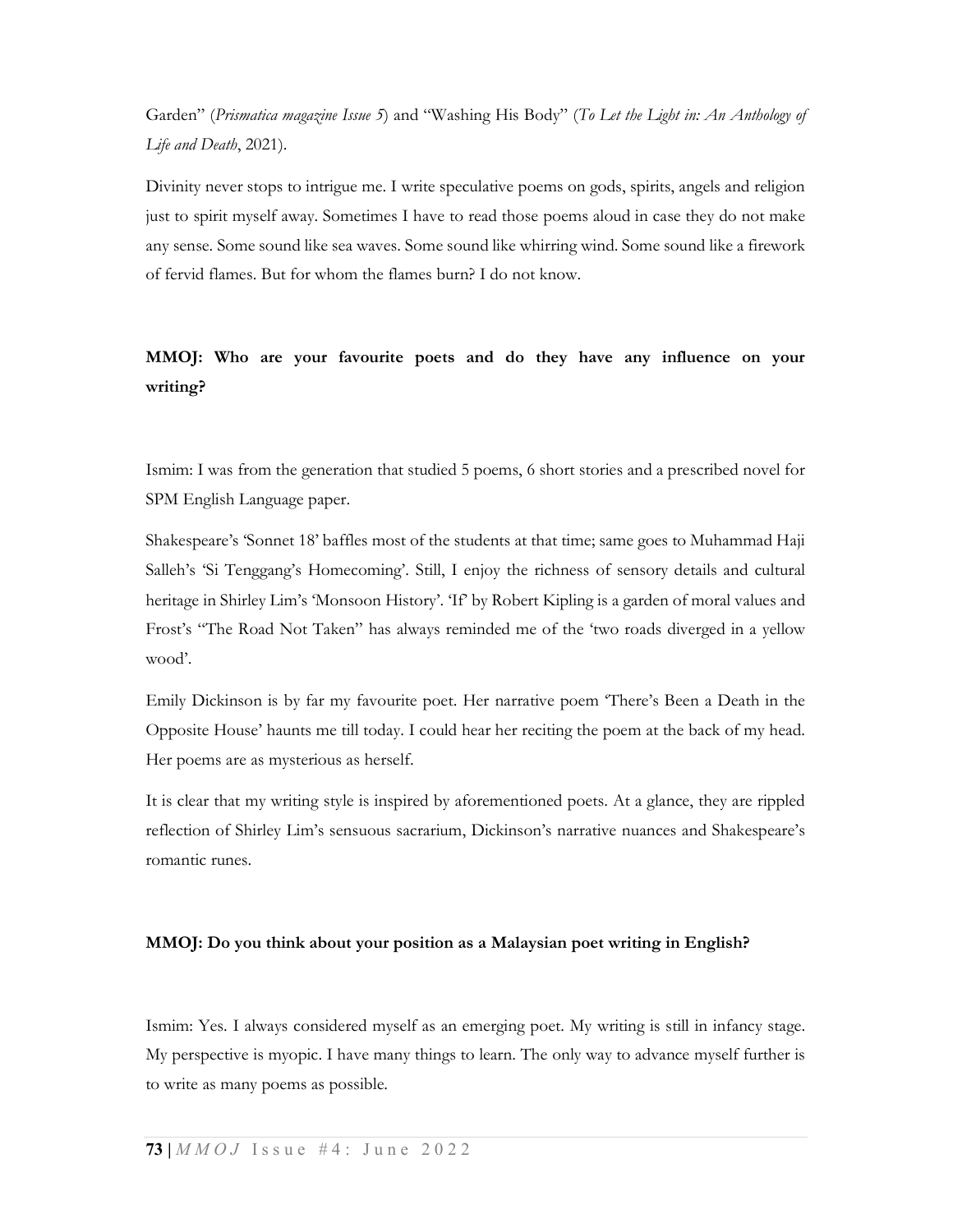Garden" (*Prismatica magazine Issue 5*) and "Washing His Body" (*To Let the Light in: An Anthology of Life and Death*, 2021).

Divinity never stops to intrigue me. I write speculative poems on gods, spirits, angels and religion just to spirit myself away. Sometimes I have to read those poems aloud in case they do not make any sense. Some sound like sea waves. Some sound like whirring wind. Some sound like a firework of fervid flames. But for whom the flames burn? I do not know.

**MMOJ: Who are your favourite poets and do they have any influence on your writing?**

Ismim: I was from the generation that studied 5 poems, 6 short stories and a prescribed novel for SPM English Language paper.

Shakespeare's 'Sonnet 18' baffles most of the students at that time; same goes to Muhammad Haji Salleh's 'Si Tenggang's Homecoming'. Still, I enjoy the richness of sensory details and cultural heritage in Shirley Lim's 'Monsoon History'. 'If' by Robert Kipling is a garden of moral values and Frost's "The Road Not Taken" has always reminded me of the 'two roads diverged in a yellow wood'.

Emily Dickinson is by far my favourite poet. Her narrative poem 'There's Been a Death in the Opposite House' haunts me till today. I could hear her reciting the poem at the back of my head. Her poems are as mysterious as herself.

It is clear that my writing style is inspired by aforementioned poets. At a glance, they are rippled reflection of Shirley Lim's sensuous sacrarium, Dickinson's narrative nuances and Shakespeare's romantic runes.

**MMOJ: Do you think about your position as a Malaysian poet writing in English?**

Ismim: Yes. I always considered myself as an emerging poet. My writing is still in infancy stage. My perspective is myopic. I have many things to learn. The only way to advance myself further is to write as many poems as possible.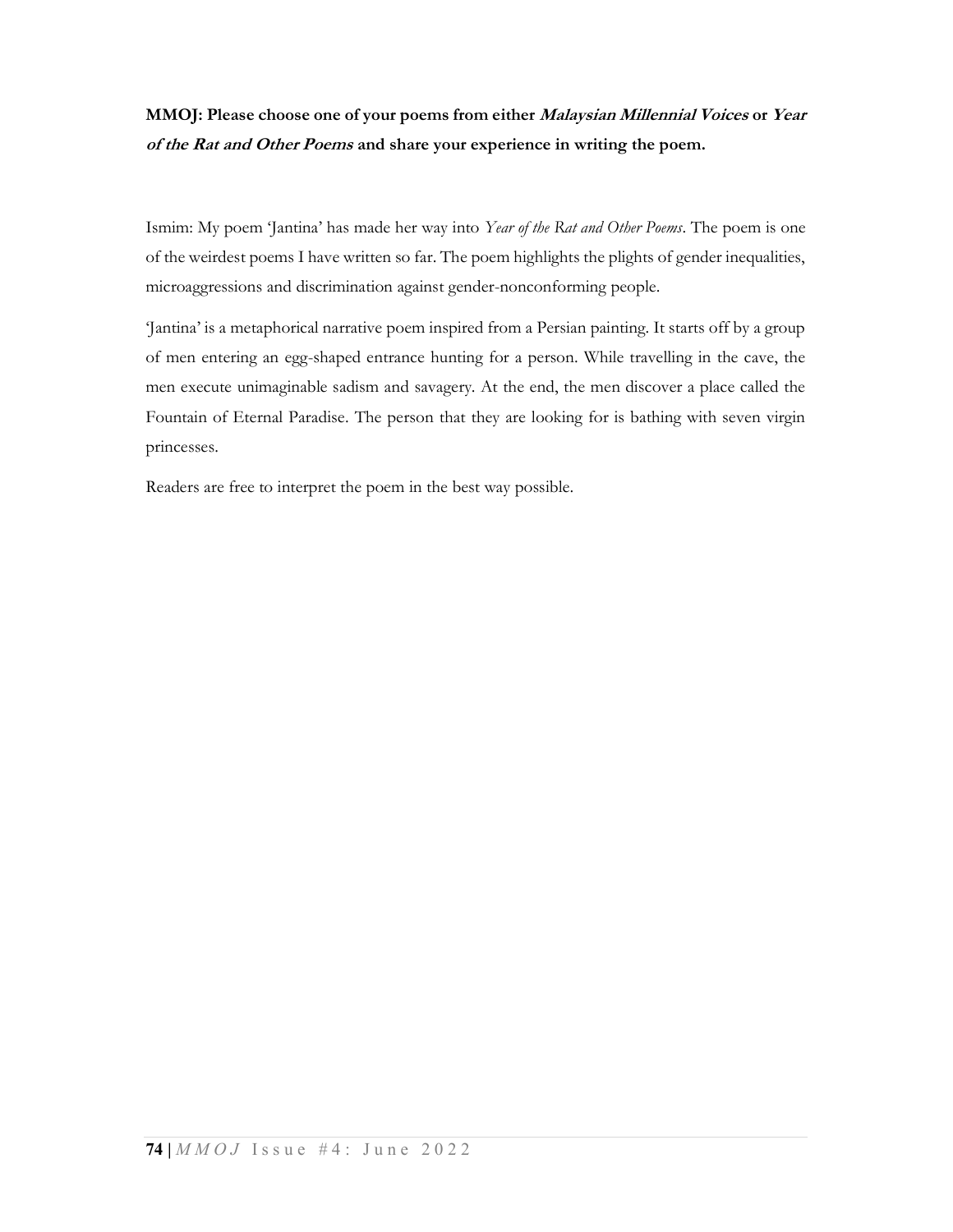**MMOJ: Please choose one of your poems from either *Malaysian Millennial Voices* or *Year of the Rat and Other Poems* and share your experience in writing the poem.**

Ismim: My poem 'Jantina' has made her way into *Year of the Rat and Other Poems*. The poem is one of the weirdest poems I have written so far. The poem highlights the plights of gender inequalities, microaggressions and discrimination against gender-nonconforming people.

'Jantina' is a metaphorical narrative poem inspired from a Persian painting. It starts off by a group of men entering an egg-shaped entrance hunting for a person. While travelling in the cave, the men execute unimaginable sadism and savagery. At the end, the men discover a place called the Fountain of Eternal Paradise. The person that they are looking for is bathing with seven virgin princesses.

Readers are free to interpret the poem in the best way possible.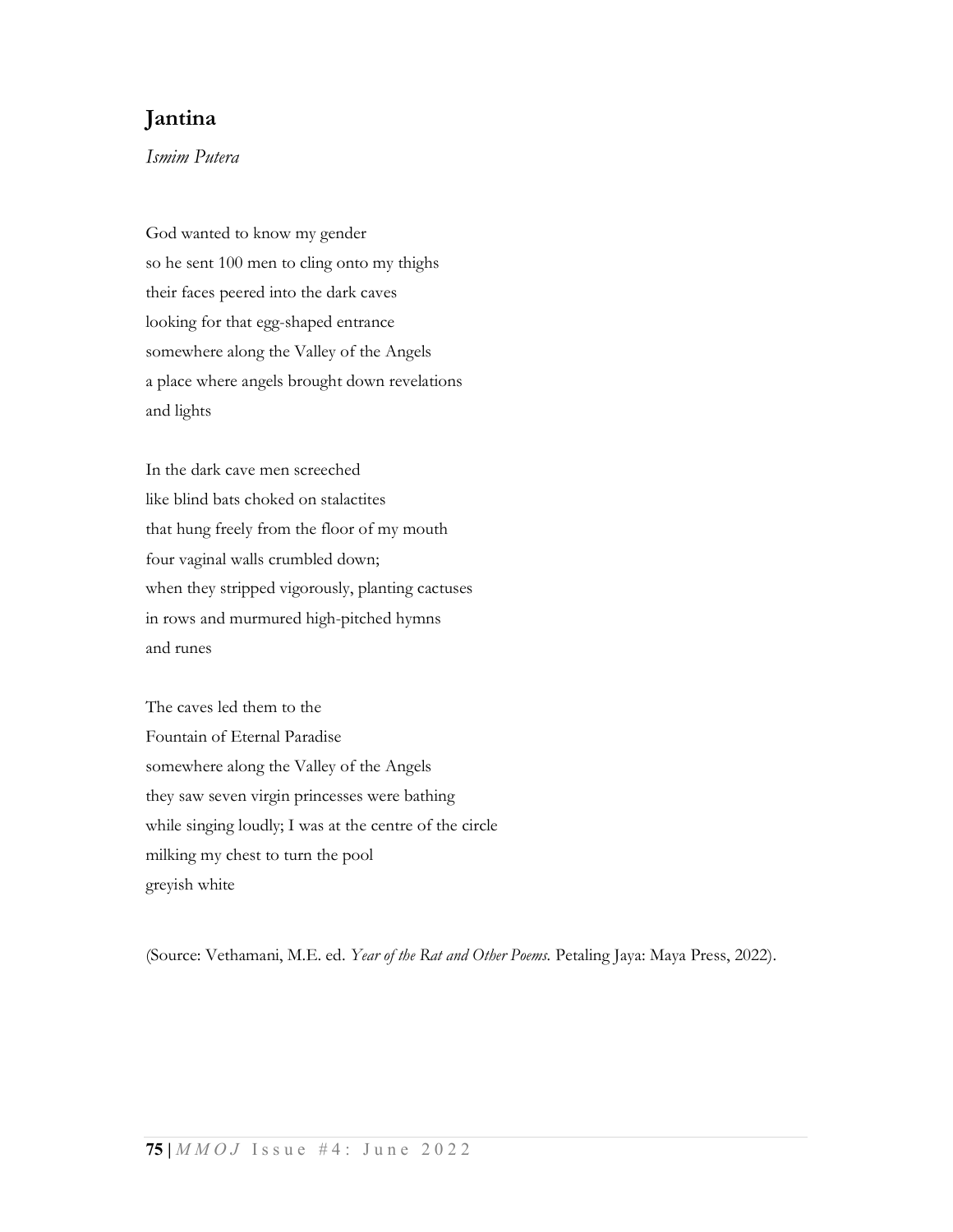## Jantina

*Ismim Putera*

God wanted to know my gender  
so he sent 100 men to cling onto my thighs  
their faces peered into the dark caves  
looking for that egg-shaped entrance  
somewhere along the Valley of the Angels  
a place where angels brought down revelations  
and lights

In the dark cave men screeched  
like blind bats choked on stalactites  
that hung freely from the floor of my mouth  
four vaginal walls crumbled down;  
when they stripped vigorously, planting cactuses  
in rows and murmured high-pitched hymns  
and runes

The caves led them to the  
Fountain of Eternal Paradise  
somewhere along the Valley of the Angels  
they saw seven virgin princesses were bathing  
while singing loudly; I was at the centre of the circle  
milking my chest to turn the pool  
greyish white

(Source: Vethamani, M.E. ed. *Year of the Rat and Other Poems.* Petaling Jaya: Maya Press, 2022).